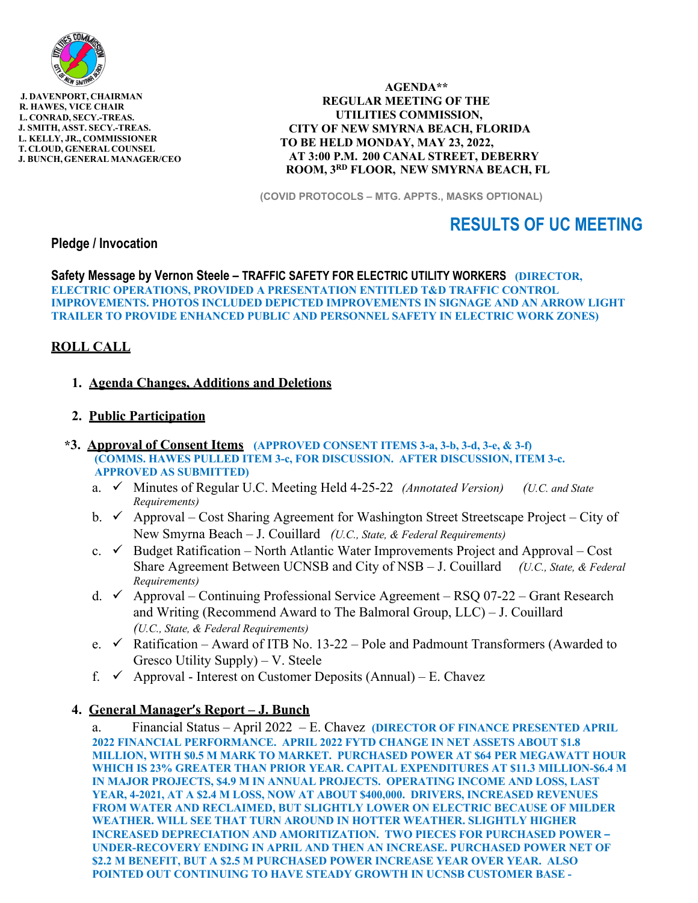J. DAVENPORT, CHAIRMAN
R. HAWES, VICE CHAIR
L. CONRAD, SECY.-TREAS.
J. SMITH, ASST. SECY.-TREAS.
L. KELLY, JR., COMMISSIONER
T. CLOUD, GENERAL COUNSEL
J. BUNCH, GENERAL MANAGER/CEO

**AGENDA****
**REGULAR MEETING OF THE**
**UTILITIES COMMISSION,**
**CITY OF NEW SMYRNA BEACH, FLORIDA**
**TO BE HELD MONDAY, MAY 23, 2022,**
**AT 3:00 P.M. 200 CANAL STREET, DEBERRY ROOM, 3RD FLOOR, NEW SMYRNA BEACH, FL**

**(COVID PROTOCOLS – MTG. APPTS., MASKS OPTIONAL)**

# RESULTS OF UC MEETING

**Pledge / Invocation**

**Safety Message by Vernon Steele – TRAFFIC SAFETY FOR ELECTRIC UTILITY WORKERS** **(DIRECTOR, ELECTRIC OPERATIONS, PROVIDED A PRESENTATION ENTITLED T&D TRAFFIC CONTROL IMPROVEMENTS. PHOTOS INCLUDED DEPICTED IMPROVEMENTS IN SIGNAGE AND AN ARROW LIGHT TRAILER TO PROVIDE ENHANCED PUBLIC AND PERSONNEL SAFETY IN ELECTRIC WORK ZONES)**

## ROLL CALL

1. **Agenda Changes, Additions and Deletions**

2. **Public Participation**

*3. **Approval of Consent Items** **(APPROVED CONSENT ITEMS 3-a, 3-b, 3-d, 3-e, & 3-f) (COMMS. HAWES PULLED ITEM 3-c, FOR DISCUSSION. AFTER DISCUSSION, ITEM 3-c. APPROVED AS SUBMITTED)**

   a. ✓ Minutes of Regular U.C. Meeting Held 4-25-22 *(Annotated Version)* *(U.C. and State Requirements)*

   b. ✓ Approval – Cost Sharing Agreement for Washington Street Streetscape Project – City of New Smyrna Beach – J. Couillard *(U.C., State, & Federal Requirements)*

   c. ✓ Budget Ratification – North Atlantic Water Improvements Project and Approval – Cost Share Agreement Between UCNSB and City of NSB – J. Couillard *(U.C., State, & Federal Requirements)*

   d. ✓ Approval – Continuing Professional Service Agreement – RSQ 07-22 – Grant Research and Writing (Recommend Award to The Balmoral Group, LLC) – J. Couillard *(U.C., State, & Federal Requirements)*

   e. ✓ Ratification – Award of ITB No. 13-22 – Pole and Padmount Transformers (Awarded to Gresco Utility Supply) – V. Steele

   f. ✓ Approval - Interest on Customer Deposits (Annual) – E. Chavez

4. **General Manager's Report – J. Bunch**

   a. Financial Status – April 2022 – E. Chavez **(DIRECTOR OF FINANCE PRESENTED APRIL 2022 FINANCIAL PERFORMANCE. APRIL 2022 FYTD CHANGE IN NET ASSETS ABOUT $1.8 MILLION, WITH $0.5 M MARK TO MARKET. PURCHASED POWER AT $64 PER MEGAWATT HOUR WHICH IS 23% GREATER THAN PRIOR YEAR. CAPITAL EXPENDITURES AT $11.3 MILLION-$6.4 M IN MAJOR PROJECTS, $4.9 M IN ANNUAL PROJECTS. OPERATING INCOME AND LOSS, LAST YEAR, 4-2021, AT A $2.4 M LOSS, NOW AT ABOUT $400,000. DRIVERS, INCREASED REVENUES FROM WATER AND RECLAIMED, BUT SLIGHTLY LOWER ON ELECTRIC BECAUSE OF MILDER WEATHER. WILL SEE THAT TURN AROUND IN HOTTER WEATHER. SLIGHTLY HIGHER INCREASED DEPRECIATION AND AMORITIZATION. TWO PIECES FOR PURCHASED POWER – UNDER-RECOVERY ENDING IN APRIL AND THEN AN INCREASE. PURCHASED POWER NET OF $2.2 M BENEFIT, BUT A $2.5 M PURCHASED POWER INCREASE YEAR OVER YEAR. ALSO POINTED OUT CONTINUING TO HAVE STEADY GROWTH IN UCNSB CUSTOMER BASE -**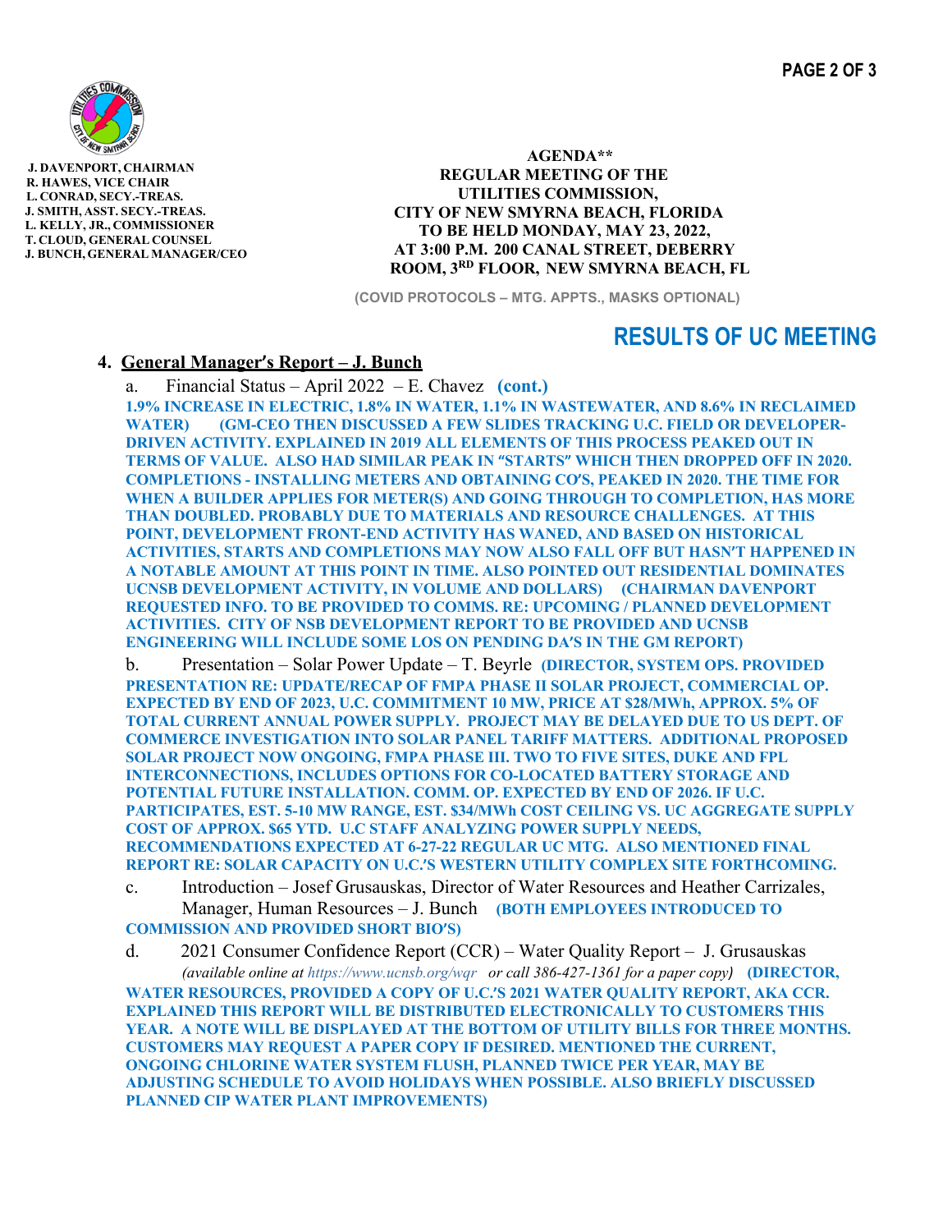J. DAVENPORT, CHAIRMAN
R. HAWES, VICE CHAIR
L. CONRAD, SECY.-TREAS.
J. SMITH, ASST. SECY.-TREAS.
L. KELLY, JR., COMMISSIONER
T. CLOUD, GENERAL COUNSEL
J. BUNCH, GENERAL MANAGER/CEO

**AGENDA\*\***
**REGULAR MEETING OF THE UTILITIES COMMISSION, CITY OF NEW SMYRNA BEACH, FLORIDA TO BE HELD MONDAY, MAY 23, 2022, AT 3:00 P.M. 200 CANAL STREET, DEBERRY ROOM, 3RD FLOOR, NEW SMYRNA BEACH, FL**

**(COVID PROTOCOLS – MTG. APPTS., MASKS OPTIONAL)**

## RESULTS OF UC MEETING

**4. General Manager's Report – J. Bunch**

a. Financial Status – April 2022 – E. Chavez **(cont.)**
**1.9% INCREASE IN ELECTRIC, 1.8% IN WATER, 1.1% IN WASTEWATER, AND 8.6% IN RECLAIMED WATER) (GM-CEO THEN DISCUSSED A FEW SLIDES TRACKING U.C. FIELD OR DEVELOPER-DRIVEN ACTIVITY. EXPLAINED IN 2019 ALL ELEMENTS OF THIS PROCESS PEAKED OUT IN TERMS OF VALUE. ALSO HAD SIMILAR PEAK IN "STARTS" WHICH THEN DROPPED OFF IN 2020. COMPLETIONS - INSTALLING METERS AND OBTAINING CO'S, PEAKED IN 2020. THE TIME FOR WHEN A BUILDER APPLIES FOR METER(S) AND GOING THROUGH TO COMPLETION, HAS MORE THAN DOUBLED. PROBABLY DUE TO MATERIALS AND RESOURCE CHALLENGES. AT THIS POINT, DEVELOPMENT FRONT-END ACTIVITY HAS WANED, AND BASED ON HISTORICAL ACTIVITIES, STARTS AND COMPLETIONS MAY NOW ALSO FALL OFF BUT HASN'T HAPPENED IN A NOTABLE AMOUNT AT THIS POINT IN TIME. ALSO POINTED OUT RESIDENTIAL DOMINATES UCNSB DEVELOPMENT ACTIVITY, IN VOLUME AND DOLLARS) (CHAIRMAN DAVENPORT REQUESTED INFO. TO BE PROVIDED TO COMMS. RE: UPCOMING / PLANNED DEVELOPMENT ACTIVITIES. CITY OF NSB DEVELOPMENT REPORT TO BE PROVIDED AND UCNSB ENGINEERING WILL INCLUDE SOME LOS ON PENDING DA'S IN THE GM REPORT)**

b. Presentation – Solar Power Update – T. Beyrle **(DIRECTOR, SYSTEM OPS. PROVIDED PRESENTATION RE: UPDATE/RECAP OF FMPA PHASE II SOLAR PROJECT, COMMERCIAL OP. EXPECTED BY END OF 2023, U.C. COMMITMENT 10 MW, PRICE AT $28/MWh, APPROX. 5% OF TOTAL CURRENT ANNUAL POWER SUPPLY. PROJECT MAY BE DELAYED DUE TO US DEPT. OF COMMERCE INVESTIGATION INTO SOLAR PANEL TARIFF MATTERS. ADDITIONAL PROPOSED SOLAR PROJECT NOW ONGOING, FMPA PHASE III. TWO TO FIVE SITES, DUKE AND FPL INTERCONNECTIONS, INCLUDES OPTIONS FOR CO-LOCATED BATTERY STORAGE AND POTENTIAL FUTURE INSTALLATION. COMM. OP. EXPECTED BY END OF 2026. IF U.C. PARTICIPATES, EST. 5-10 MW RANGE, EST. $34/MWh COST CEILING VS. UC AGGREGATE SUPPLY COST OF APPROX. $65 YTD. U.C STAFF ANALYZING POWER SUPPLY NEEDS, RECOMMENDATIONS EXPECTED AT 6-27-22 REGULAR UC MTG. ALSO MENTIONED FINAL REPORT RE: SOLAR CAPACITY ON U.C.'S WESTERN UTILITY COMPLEX SITE FORTHCOMING.**

c. Introduction – Josef Grusauskas, Director of Water Resources and Heather Carrizales, Manager, Human Resources – J. Bunch **(BOTH EMPLOYEES INTRODUCED TO COMMISSION AND PROVIDED SHORT BIO'S)**

d. 2021 Consumer Confidence Report (CCR) – Water Quality Report – J. Grusauskas *(available online at https://www.ucnsb.org/wqr or call 386-427-1361 for a paper copy)* **(DIRECTOR, WATER RESOURCES, PROVIDED A COPY OF U.C.'S 2021 WATER QUALITY REPORT, AKA CCR. EXPLAINED THIS REPORT WILL BE DISTRIBUTED ELECTRONICALLY TO CUSTOMERS THIS YEAR. A NOTE WILL BE DISPLAYED AT THE BOTTOM OF UTILITY BILLS FOR THREE MONTHS. CUSTOMERS MAY REQUEST A PAPER COPY IF DESIRED. MENTIONED THE CURRENT, ONGOING CHLORINE WATER SYSTEM FLUSH, PLANNED TWICE PER YEAR, MAY BE ADJUSTING SCHEDULE TO AVOID HOLIDAYS WHEN POSSIBLE. ALSO BRIEFLY DISCUSSED PLANNED CIP WATER PLANT IMPROVEMENTS)**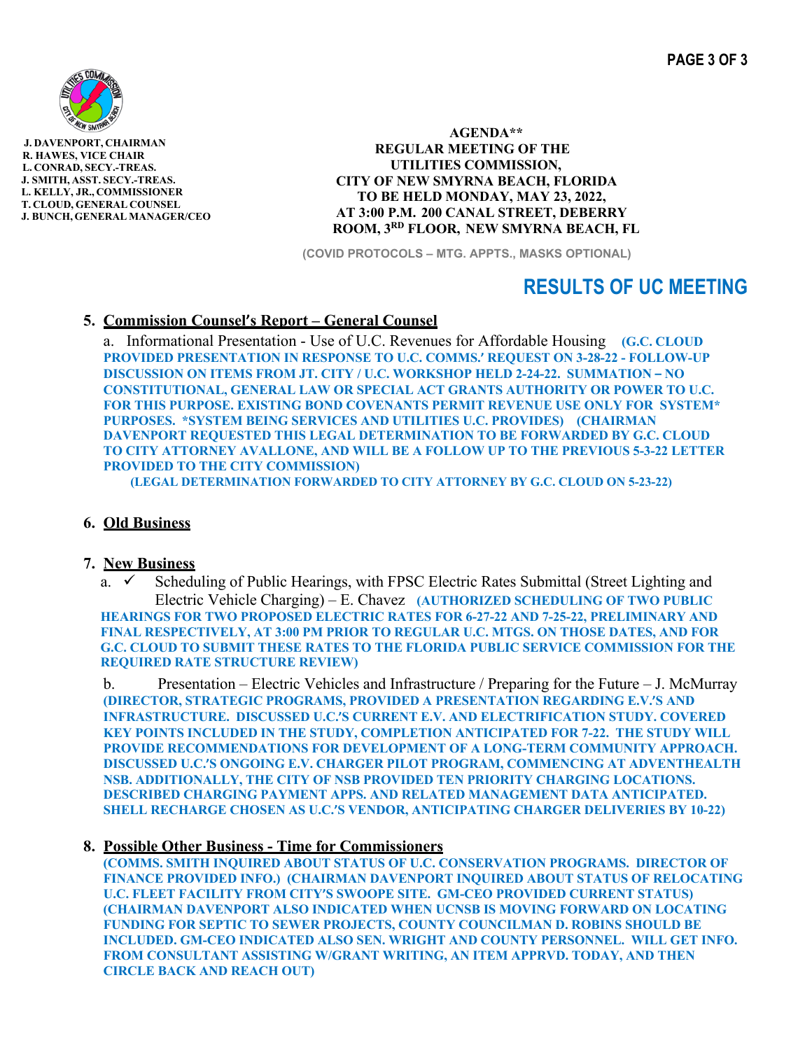J. DAVENPORT, CHAIRMAN
R. HAWES, VICE CHAIR
L. CONRAD, SECY.-TREAS.
J. SMITH, ASST. SECY.-TREAS.
L. KELLY, JR., COMMISSIONER
T. CLOUD, GENERAL COUNSEL
J. BUNCH, GENERAL MANAGER/CEO

**AGENDA\*\***
**REGULAR MEETING OF THE UTILITIES COMMISSION, CITY OF NEW SMYRNA BEACH, FLORIDA TO BE HELD MONDAY, MAY 23, 2022, AT 3:00 P.M. 200 CANAL STREET, DEBERRY ROOM, 3RD FLOOR, NEW SMYRNA BEACH, FL**

(COVID PROTOCOLS – MTG. APPTS., MASKS OPTIONAL)

# RESULTS OF UC MEETING

## 5. Commission Counsel's Report – General Counsel

a. Informational Presentation - Use of U.C. Revenues for Affordable Housing **(G.C. CLOUD PROVIDED PRESENTATION IN RESPONSE TO U.C. COMMS.' REQUEST ON 3-28-22 - FOLLOW-UP DISCUSSION ON ITEMS FROM JT. CITY / U.C. WORKSHOP HELD 2-24-22. SUMMATION – NO CONSTITUTIONAL, GENERAL LAW OR SPECIAL ACT GRANTS AUTHORITY OR POWER TO U.C. FOR THIS PURPOSE. EXISTING BOND COVENANTS PERMIT REVENUE USE ONLY FOR SYSTEM\* PURPOSES. \*SYSTEM BEING SERVICES AND UTILITIES U.C. PROVIDES) (CHAIRMAN DAVENPORT REQUESTED THIS LEGAL DETERMINATION TO BE FORWARDED BY G.C. CLOUD TO CITY ATTORNEY AVALLONE, AND WILL BE A FOLLOW UP TO THE PREVIOUS 5-3-22 LETTER PROVIDED TO THE CITY COMMISSION)**

**(LEGAL DETERMINATION FORWARDED TO CITY ATTORNEY BY G.C. CLOUD ON 5-23-22)**

## 6. Old Business

## 7. New Business

a. ✓ Scheduling of Public Hearings, with FPSC Electric Rates Submittal (Street Lighting and Electric Vehicle Charging) – E. Chavez **(AUTHORIZED SCHEDULING OF TWO PUBLIC HEARINGS FOR TWO PROPOSED ELECTRIC RATES FOR 6-27-22 AND 7-25-22, PRELIMINARY AND FINAL RESPECTIVELY, AT 3:00 PM PRIOR TO REGULAR U.C. MTGS. ON THOSE DATES, AND FOR G.C. CLOUD TO SUBMIT THESE RATES TO THE FLORIDA PUBLIC SERVICE COMMISSION FOR THE REQUIRED RATE STRUCTURE REVIEW)**

b. Presentation – Electric Vehicles and Infrastructure / Preparing for the Future – J. McMurray **(DIRECTOR, STRATEGIC PROGRAMS, PROVIDED A PRESENTATION REGARDING E.V.'S AND INFRASTRUCTURE. DISCUSSED U.C.'S CURRENT E.V. AND ELECTRIFICATION STUDY. COVERED KEY POINTS INCLUDED IN THE STUDY, COMPLETION ANTICIPATED FOR 7-22. THE STUDY WILL PROVIDE RECOMMENDATIONS FOR DEVELOPMENT OF A LONG-TERM COMMUNITY APPROACH. DISCUSSED U.C.'S ONGOING E.V. CHARGER PILOT PROGRAM, COMMENCING AT ADVENTHEALTH NSB. ADDITIONALLY, THE CITY OF NSB PROVIDED TEN PRIORITY CHARGING LOCATIONS. DESCRIBED CHARGING PAYMENT APPS. AND RELATED MANAGEMENT DATA ANTICIPATED. SHELL RECHARGE CHOSEN AS U.C.'S VENDOR, ANTICIPATING CHARGER DELIVERIES BY 10-22)**

## 8. Possible Other Business - Time for Commissioners

**(COMMS. SMITH INQUIRED ABOUT STATUS OF U.C. CONSERVATION PROGRAMS. DIRECTOR OF FINANCE PROVIDED INFO.) (CHAIRMAN DAVENPORT INQUIRED ABOUT STATUS OF RELOCATING U.C. FLEET FACILITY FROM CITY'S SWOOPE SITE. GM-CEO PROVIDED CURRENT STATUS) (CHAIRMAN DAVENPORT ALSO INDICATED WHEN UCNSB IS MOVING FORWARD ON LOCATING FUNDING FOR SEPTIC TO SEWER PROJECTS, COUNTY COUNCILMAN D. ROBINS SHOULD BE INCLUDED. GM-CEO INDICATED ALSO SEN. WRIGHT AND COUNTY PERSONNEL. WILL GET INFO. FROM CONSULTANT ASSISTING W/GRANT WRITING, AN ITEM APPRVD. TODAY, AND THEN CIRCLE BACK AND REACH OUT)**